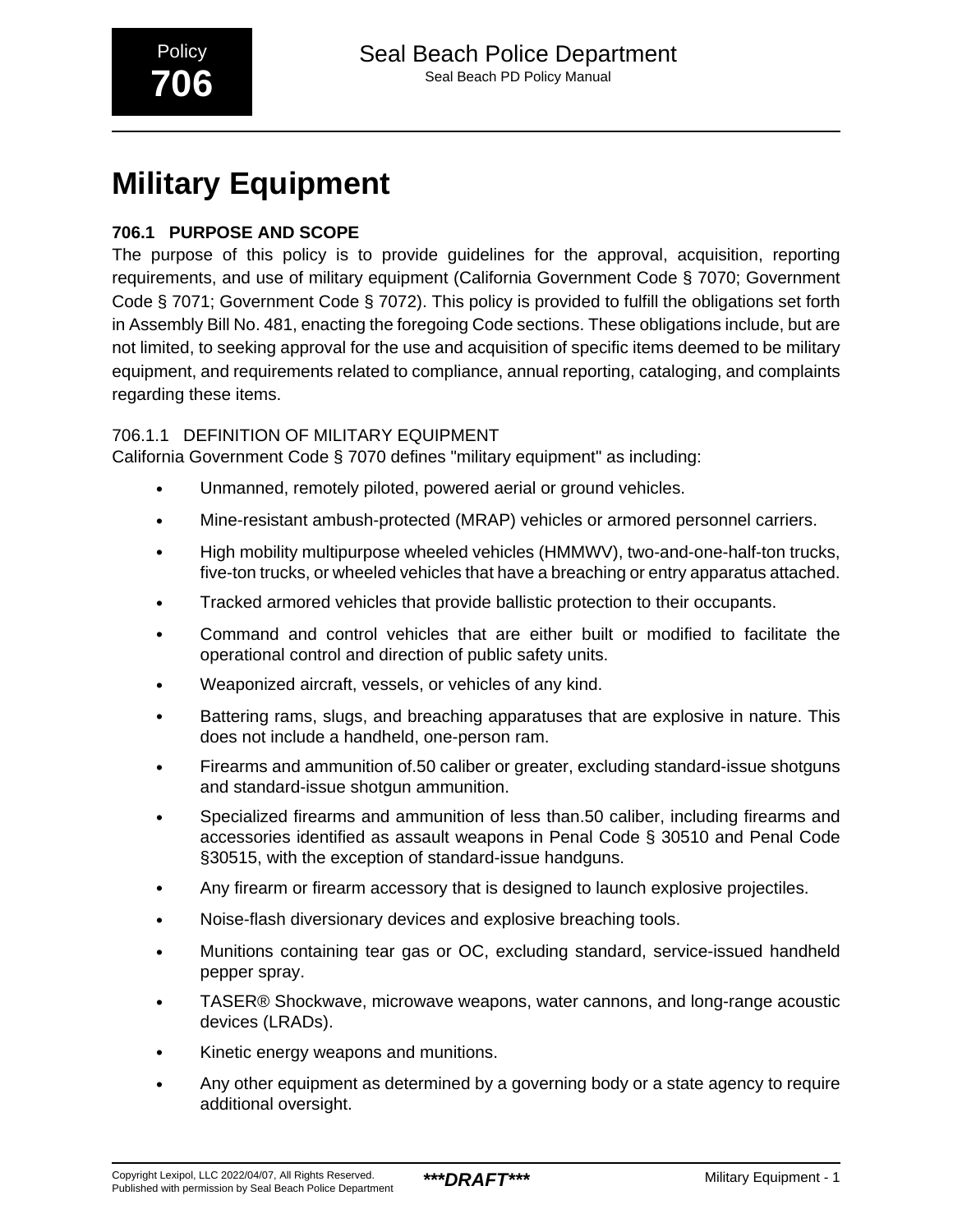# Military Equipment

### 706.1 PURPOSE AND SCOPE

The purpose of this policy is to provide guidelines for the approval, acquisition, reporting requirements, and use of military equipment (California Government Code § 7070; Government Code § 7071; Government Code § 7072). This policy is provided to fulfill the obligations set forth in Assembly Bill No. 481, enacting the foregoing Code sections. These obligations include, but are not limited, to seeking approval for the use and acquisition of specific items deemed to be military equipment, and requirements related to compliance, annual reporting, cataloging, and complaints regarding these items.

#### 706.1.1 DEFINITION OF MILITARY EQUIPMENT

California Government Code § 7070 defines "military equipment" as including:

- Unmanned, remotely piloted, powered aerial or ground vehicles.
- Mine-resistant ambush-protected (MRAP) vehicles or armored personnel carriers.
- High mobility multipurpose wheeled vehicles (HMMWV), two-and-one-half-ton trucks, five-ton trucks, or wheeled vehicles that have a breaching or entry apparatus attached.
- Tracked armored vehicles that provide ballistic protection to their occupants.
- Command and control vehicles that are either built or modified to facilitate the operational control and direction of public safety units.
- Weaponized aircraft, vessels, or vehicles of any kind.
- Battering rams, slugs, and breaching apparatuses that are explosive in nature. This does not include a handheld, one-person ram.
- Firearms and ammunition of.50 caliber or greater, excluding standard-issue shotguns and standard-issue shotgun ammunition.
- Specialized firearms and ammunition of less than.50 caliber, including firearms and accessories identified as assault weapons in Penal Code § 30510 and Penal Code §30515, with the exception of standard-issue handguns.
- Any firearm or firearm accessory that is designed to launch explosive projectiles.
- Noise-flash diversionary devices and explosive breaching tools.
- Munitions containing tear gas or OC, excluding standard, service-issued handheld pepper spray.
- TASER® Shockwave, microwave weapons, water cannons, and long-range acoustic devices (LRADs).
- Kinetic energy weapons and munitions.
- Any other equipment as determined by a governing body or a state agency to require additional oversight.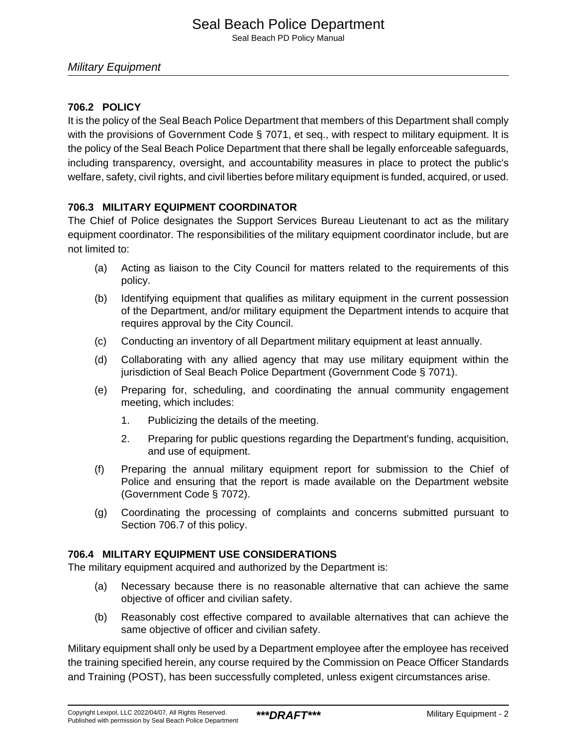## 706.2 POLICY

It is the policy of the Seal Beach Police Department that members of this Department shall comply with the provisions of Government Code § 7071, et seq., with respect to military equipment. It is the policy of the Seal Beach Police Department that there shall be legally enforceable safeguards, including transparency, oversight, and accountability measures in place to protect the public's welfare, safety, civil rights, and civil liberties before military equipment is funded, acquired, or used.

## 706.3 MILITARY EQUIPMENT COORDINATOR

The Chief of Police designates the Support Services Bureau Lieutenant to act as the military equipment coordinator. The responsibilities of the military equipment coordinator include, but are not limited to:

(a) Acting as liaison to the City Council for matters related to the requirements of this policy.

(b) Identifying equipment that qualifies as military equipment in the current possession of the Department, and/or military equipment the Department intends to acquire that requires approval by the City Council.

(c) Conducting an inventory of all Department military equipment at least annually.

(d) Collaborating with any allied agency that may use military equipment within the jurisdiction of Seal Beach Police Department (Government Code § 7071).

(e) Preparing for, scheduling, and coordinating the annual community engagement meeting, which includes:

1. Publicizing the details of the meeting.
2. Preparing for public questions regarding the Department's funding, acquisition, and use of equipment.

(f) Preparing the annual military equipment report for submission to the Chief of Police and ensuring that the report is made available on the Department website (Government Code § 7072).

(g) Coordinating the processing of complaints and concerns submitted pursuant to Section 706.7 of this policy.

## 706.4 MILITARY EQUIPMENT USE CONSIDERATIONS

The military equipment acquired and authorized by the Department is:

(a) Necessary because there is no reasonable alternative that can achieve the same objective of officer and civilian safety.

(b) Reasonably cost effective compared to available alternatives that can achieve the same objective of officer and civilian safety.

Military equipment shall only be used by a Department employee after the employee has received the training specified herein, any course required by the Commission on Peace Officer Standards and Training (POST), has been successfully completed, unless exigent circumstances arise.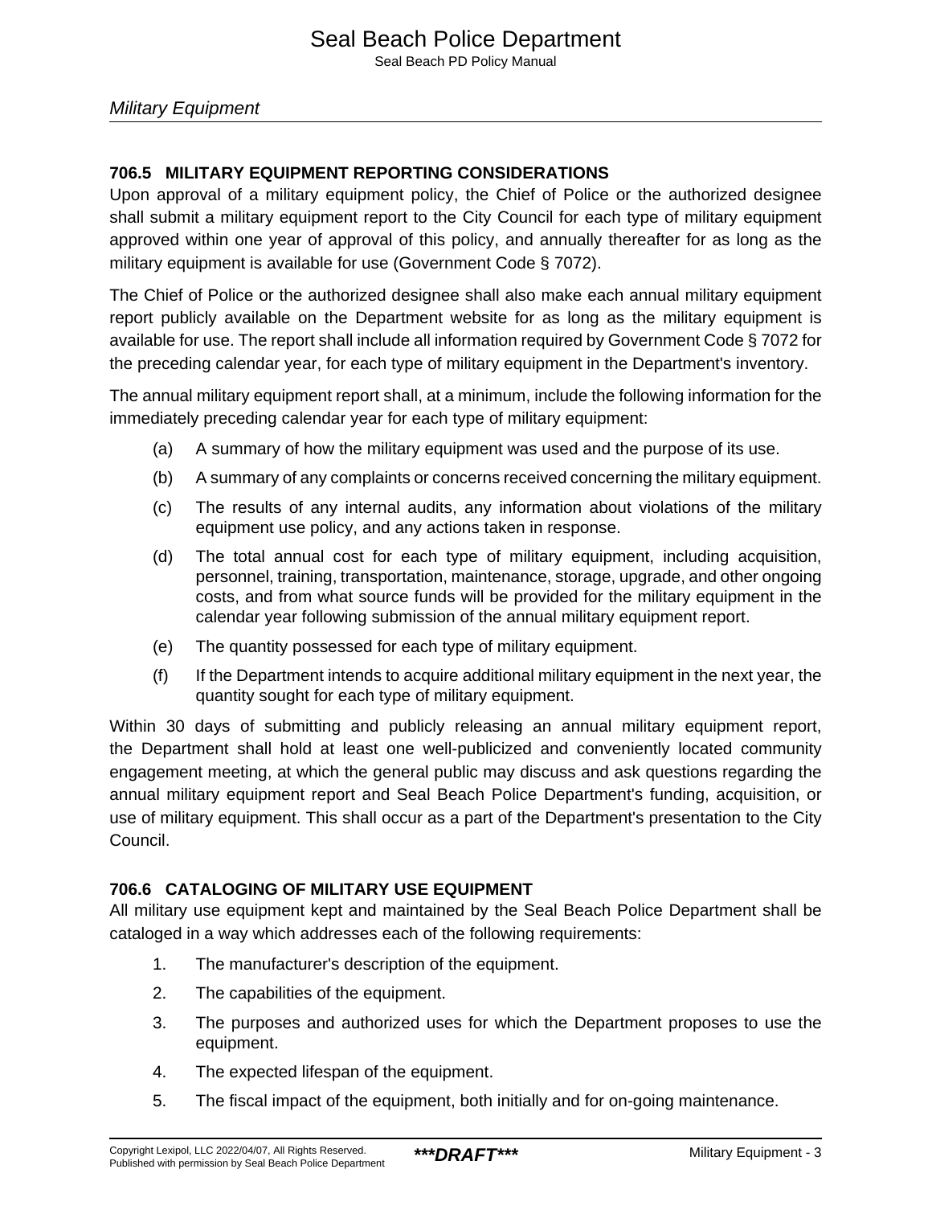## 706.5 MILITARY EQUIPMENT REPORTING CONSIDERATIONS

Upon approval of a military equipment policy, the Chief of Police or the authorized designee shall submit a military equipment report to the City Council for each type of military equipment approved within one year of approval of this policy, and annually thereafter for as long as the military equipment is available for use (Government Code § 7072).

The Chief of Police or the authorized designee shall also make each annual military equipment report publicly available on the Department website for as long as the military equipment is available for use. The report shall include all information required by Government Code § 7072 for the preceding calendar year, for each type of military equipment in the Department's inventory.

The annual military equipment report shall, at a minimum, include the following information for the immediately preceding calendar year for each type of military equipment:

(a) A summary of how the military equipment was used and the purpose of its use.

(b) A summary of any complaints or concerns received concerning the military equipment.

(c) The results of any internal audits, any information about violations of the military equipment use policy, and any actions taken in response.

(d) The total annual cost for each type of military equipment, including acquisition, personnel, training, transportation, maintenance, storage, upgrade, and other ongoing costs, and from what source funds will be provided for the military equipment in the calendar year following submission of the annual military equipment report.

(e) The quantity possessed for each type of military equipment.

(f) If the Department intends to acquire additional military equipment in the next year, the quantity sought for each type of military equipment.

Within 30 days of submitting and publicly releasing an annual military equipment report, the Department shall hold at least one well-publicized and conveniently located community engagement meeting, at which the general public may discuss and ask questions regarding the annual military equipment report and Seal Beach Police Department's funding, acquisition, or use of military equipment. This shall occur as a part of the Department's presentation to the City Council.

## 706.6 CATALOGING OF MILITARY USE EQUIPMENT

All military use equipment kept and maintained by the Seal Beach Police Department shall be cataloged in a way which addresses each of the following requirements:

1. The manufacturer's description of the equipment.
2. The capabilities of the equipment.
3. The purposes and authorized uses for which the Department proposes to use the equipment.
4. The expected lifespan of the equipment.
5. The fiscal impact of the equipment, both initially and for on-going maintenance.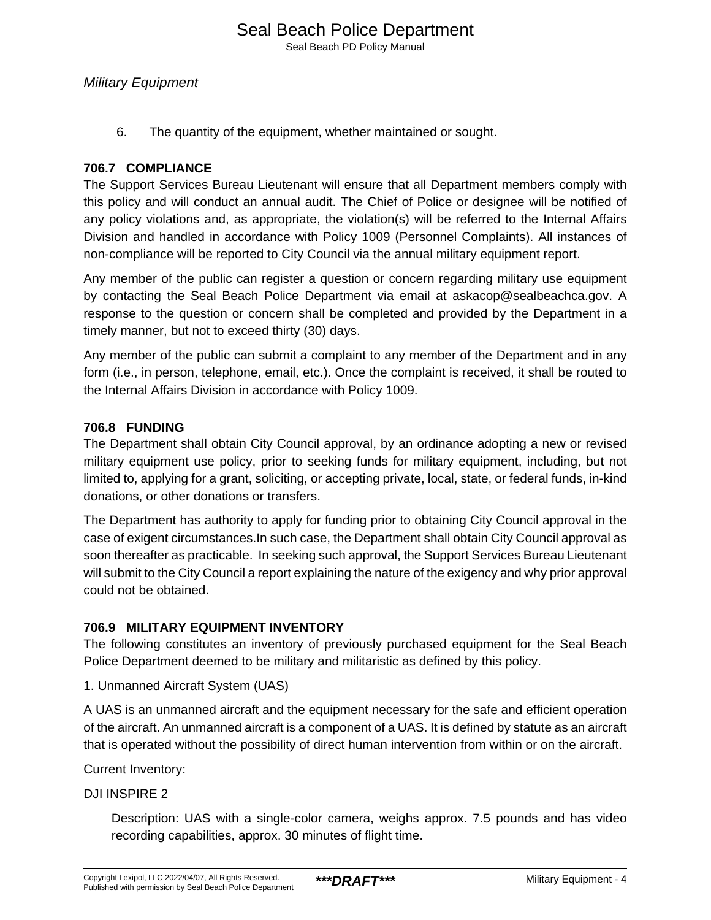6. The quantity of the equipment, whether maintained or sought.

## 706.7 COMPLIANCE

The Support Services Bureau Lieutenant will ensure that all Department members comply with this policy and will conduct an annual audit. The Chief of Police or designee will be notified of any policy violations and, as appropriate, the violation(s) will be referred to the Internal Affairs Division and handled in accordance with Policy 1009 (Personnel Complaints). All instances of non-compliance will be reported to City Council via the annual military equipment report.

Any member of the public can register a question or concern regarding military use equipment by contacting the Seal Beach Police Department via email at askacop@sealbeachca.gov. A response to the question or concern shall be completed and provided by the Department in a timely manner, but not to exceed thirty (30) days.

Any member of the public can submit a complaint to any member of the Department and in any form (i.e., in person, telephone, email, etc.). Once the complaint is received, it shall be routed to the Internal Affairs Division in accordance with Policy 1009.

## 706.8 FUNDING

The Department shall obtain City Council approval, by an ordinance adopting a new or revised military equipment use policy, prior to seeking funds for military equipment, including, but not limited to, applying for a grant, soliciting, or accepting private, local, state, or federal funds, in-kind donations, or other donations or transfers.

The Department has authority to apply for funding prior to obtaining City Council approval in the case of exigent circumstances.In such case, the Department shall obtain City Council approval as soon thereafter as practicable. In seeking such approval, the Support Services Bureau Lieutenant will submit to the City Council a report explaining the nature of the exigency and why prior approval could not be obtained.

## 706.9 MILITARY EQUIPMENT INVENTORY

The following constitutes an inventory of previously purchased equipment for the Seal Beach Police Department deemed to be military and militaristic as defined by this policy.

1. Unmanned Aircraft System (UAS)

A UAS is an unmanned aircraft and the equipment necessary for the safe and efficient operation of the aircraft. An unmanned aircraft is a component of a UAS. It is defined by statute as an aircraft that is operated without the possibility of direct human intervention from within or on the aircraft.

<u>Current Inventory</u>:

DJI INSPIRE 2

> Description: UAS with a single-color camera, weighs approx. 7.5 pounds and has video recording capabilities, approx. 30 minutes of flight time.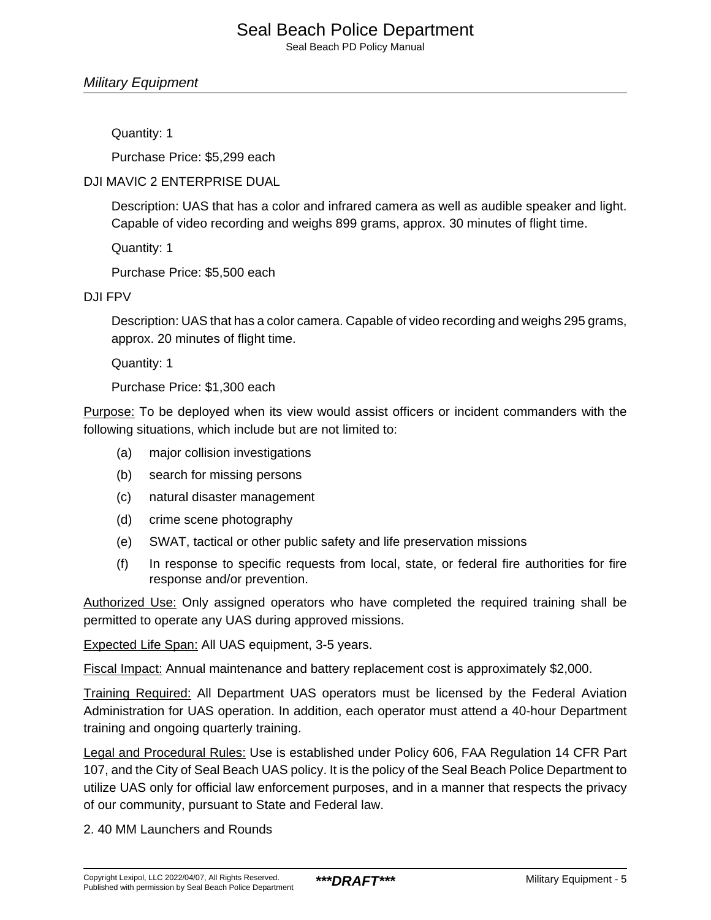Quantity: 1

Purchase Price: $5,299 each

DJI MAVIC 2 ENTERPRISE DUAL

Description: UAS that has a color and infrared camera as well as audible speaker and light. Capable of video recording and weighs 899 grams, approx. 30 minutes of flight time.

Quantity: 1

Purchase Price: $5,500 each

DJI FPV

Description: UAS that has a color camera. Capable of video recording and weighs 295 grams, approx. 20 minutes of flight time.

Quantity: 1

Purchase Price: $1,300 each

Purpose: To be deployed when its view would assist officers or incident commanders with the following situations, which include but are not limited to:

(a) major collision investigations

(b) search for missing persons

(c) natural disaster management

(d) crime scene photography

(e) SWAT, tactical or other public safety and life preservation missions

(f) In response to specific requests from local, state, or federal fire authorities for fire response and/or prevention.

Authorized Use: Only assigned operators who have completed the required training shall be permitted to operate any UAS during approved missions.

Expected Life Span: All UAS equipment, 3-5 years.

Fiscal Impact: Annual maintenance and battery replacement cost is approximately $2,000.

Training Required: All Department UAS operators must be licensed by the Federal Aviation Administration for UAS operation. In addition, each operator must attend a 40-hour Department training and ongoing quarterly training.

Legal and Procedural Rules: Use is established under Policy 606, FAA Regulation 14 CFR Part 107, and the City of Seal Beach UAS policy. It is the policy of the Seal Beach Police Department to utilize UAS only for official law enforcement purposes, and in a manner that respects the privacy of our community, pursuant to State and Federal law.

2. 40 MM Launchers and Rounds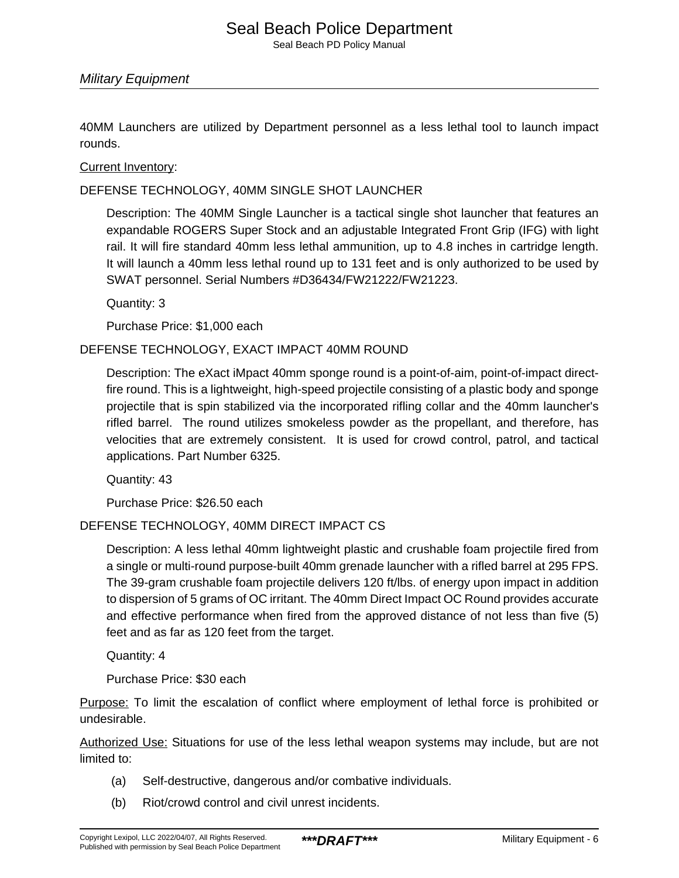40MM Launchers are utilized by Department personnel as a less lethal tool to launch impact rounds.

Current Inventory:

DEFENSE TECHNOLOGY, 40MM SINGLE SHOT LAUNCHER

Description: The 40MM Single Launcher is a tactical single shot launcher that features an expandable ROGERS Super Stock and an adjustable Integrated Front Grip (IFG) with light rail. It will fire standard 40mm less lethal ammunition, up to 4.8 inches in cartridge length. It will launch a 40mm less lethal round up to 131 feet and is only authorized to be used by SWAT personnel. Serial Numbers #D36434/FW21222/FW21223.

Quantity: 3

Purchase Price: $1,000 each

DEFENSE TECHNOLOGY, EXACT IMPACT 40MM ROUND

Description: The eXact iMpact 40mm sponge round is a point-of-aim, point-of-impact direct-fire round. This is a lightweight, high-speed projectile consisting of a plastic body and sponge projectile that is spin stabilized via the incorporated rifling collar and the 40mm launcher's rifled barrel. The round utilizes smokeless powder as the propellant, and therefore, has velocities that are extremely consistent. It is used for crowd control, patrol, and tactical applications. Part Number 6325.

Quantity: 43

Purchase Price: $26.50 each

DEFENSE TECHNOLOGY, 40MM DIRECT IMPACT CS

Description: A less lethal 40mm lightweight plastic and crushable foam projectile fired from a single or multi-round purpose-built 40mm grenade launcher with a rifled barrel at 295 FPS. The 39-gram crushable foam projectile delivers 120 ft/lbs. of energy upon impact in addition to dispersion of 5 grams of OC irritant. The 40mm Direct Impact OC Round provides accurate and effective performance when fired from the approved distance of not less than five (5) feet and as far as 120 feet from the target.

Quantity: 4

Purchase Price: $30 each

Purpose: To limit the escalation of conflict where employment of lethal force is prohibited or undesirable.

Authorized Use: Situations for use of the less lethal weapon systems may include, but are not limited to:

(a) Self-destructive, dangerous and/or combative individuals.

(b) Riot/crowd control and civil unrest incidents.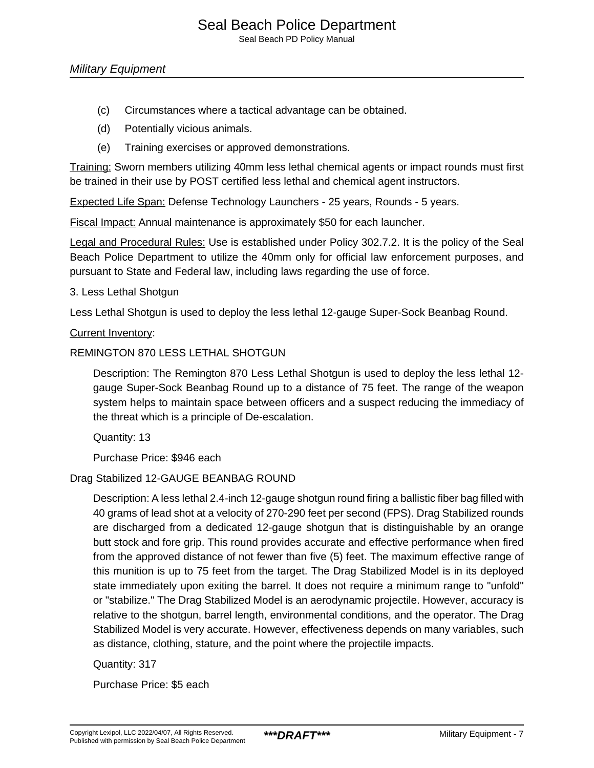(c) Circumstances where a tactical advantage can be obtained.

(d) Potentially vicious animals.

(e) Training exercises or approved demonstrations.

Training: Sworn members utilizing 40mm less lethal chemical agents or impact rounds must first be trained in their use by POST certified less lethal and chemical agent instructors.

Expected Life Span: Defense Technology Launchers - 25 years, Rounds - 5 years.

Fiscal Impact: Annual maintenance is approximately $50 for each launcher.

Legal and Procedural Rules: Use is established under Policy 302.7.2. It is the policy of the Seal Beach Police Department to utilize the 40mm only for official law enforcement purposes, and pursuant to State and Federal law, including laws regarding the use of force.

3. Less Lethal Shotgun

Less Lethal Shotgun is used to deploy the less lethal 12-gauge Super-Sock Beanbag Round.

Current Inventory:

REMINGTON 870 LESS LETHAL SHOTGUN

> Description: The Remington 870 Less Lethal Shotgun is used to deploy the less lethal 12-gauge Super-Sock Beanbag Round up to a distance of 75 feet. The range of the weapon system helps to maintain space between officers and a suspect reducing the immediacy of the threat which is a principle of De-escalation.
>
> Quantity: 13
>
> Purchase Price: $946 each

Drag Stabilized 12-GAUGE BEANBAG ROUND

> Description: A less lethal 2.4-inch 12-gauge shotgun round firing a ballistic fiber bag filled with 40 grams of lead shot at a velocity of 270-290 feet per second (FPS). Drag Stabilized rounds are discharged from a dedicated 12-gauge shotgun that is distinguishable by an orange butt stock and fore grip. This round provides accurate and effective performance when fired from the approved distance of not fewer than five (5) feet. The maximum effective range of this munition is up to 75 feet from the target. The Drag Stabilized Model is in its deployed state immediately upon exiting the barrel. It does not require a minimum range to "unfold" or "stabilize." The Drag Stabilized Model is an aerodynamic projectile. However, accuracy is relative to the shotgun, barrel length, environmental conditions, and the operator. The Drag Stabilized Model is very accurate. However, effectiveness depends on many variables, such as distance, clothing, stature, and the point where the projectile impacts.
>
> Quantity: 317
>
> Purchase Price: $5 each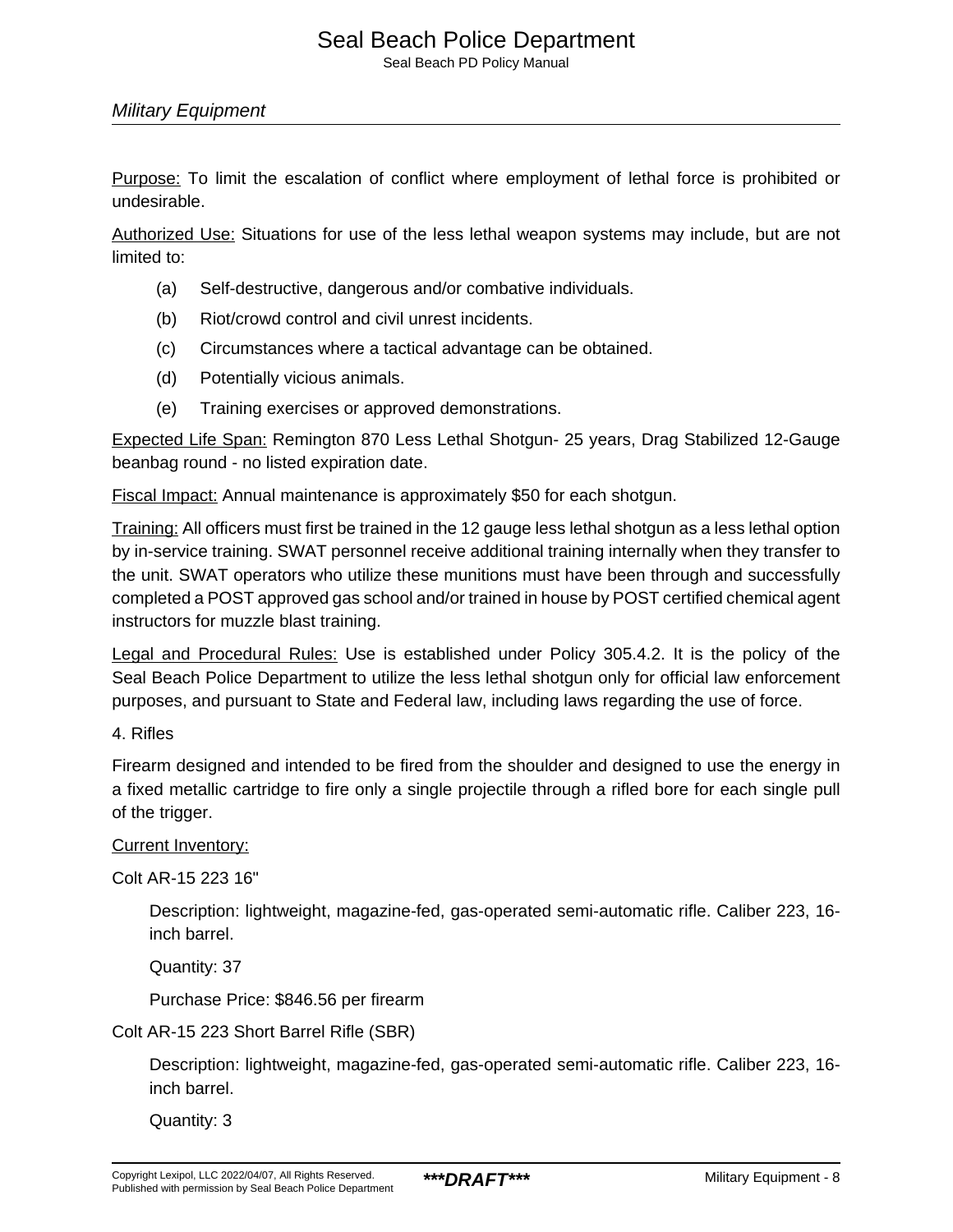Purpose: To limit the escalation of conflict where employment of lethal force is prohibited or undesirable.

Authorized Use: Situations for use of the less lethal weapon systems may include, but are not limited to:

(a) Self-destructive, dangerous and/or combative individuals.

(b) Riot/crowd control and civil unrest incidents.

(c) Circumstances where a tactical advantage can be obtained.

(d) Potentially vicious animals.

(e) Training exercises or approved demonstrations.

Expected Life Span: Remington 870 Less Lethal Shotgun- 25 years, Drag Stabilized 12-Gauge beanbag round - no listed expiration date.

Fiscal Impact: Annual maintenance is approximately $50 for each shotgun.

Training: All officers must first be trained in the 12 gauge less lethal shotgun as a less lethal option by in-service training. SWAT personnel receive additional training internally when they transfer to the unit. SWAT operators who utilize these munitions must have been through and successfully completed a POST approved gas school and/or trained in house by POST certified chemical agent instructors for muzzle blast training.

Legal and Procedural Rules: Use is established under Policy 305.4.2. It is the policy of the Seal Beach Police Department to utilize the less lethal shotgun only for official law enforcement purposes, and pursuant to State and Federal law, including laws regarding the use of force.

4. Rifles

Firearm designed and intended to be fired from the shoulder and designed to use the energy in a fixed metallic cartridge to fire only a single projectile through a rifled bore for each single pull of the trigger.

Current Inventory:

Colt AR-15 223 16"

Description: lightweight, magazine-fed, gas-operated semi-automatic rifle. Caliber 223, 16-inch barrel.

Quantity: 37

Purchase Price: $846.56 per firearm

Colt AR-15 223 Short Barrel Rifle (SBR)

Description: lightweight, magazine-fed, gas-operated semi-automatic rifle. Caliber 223, 16-inch barrel.

Quantity: 3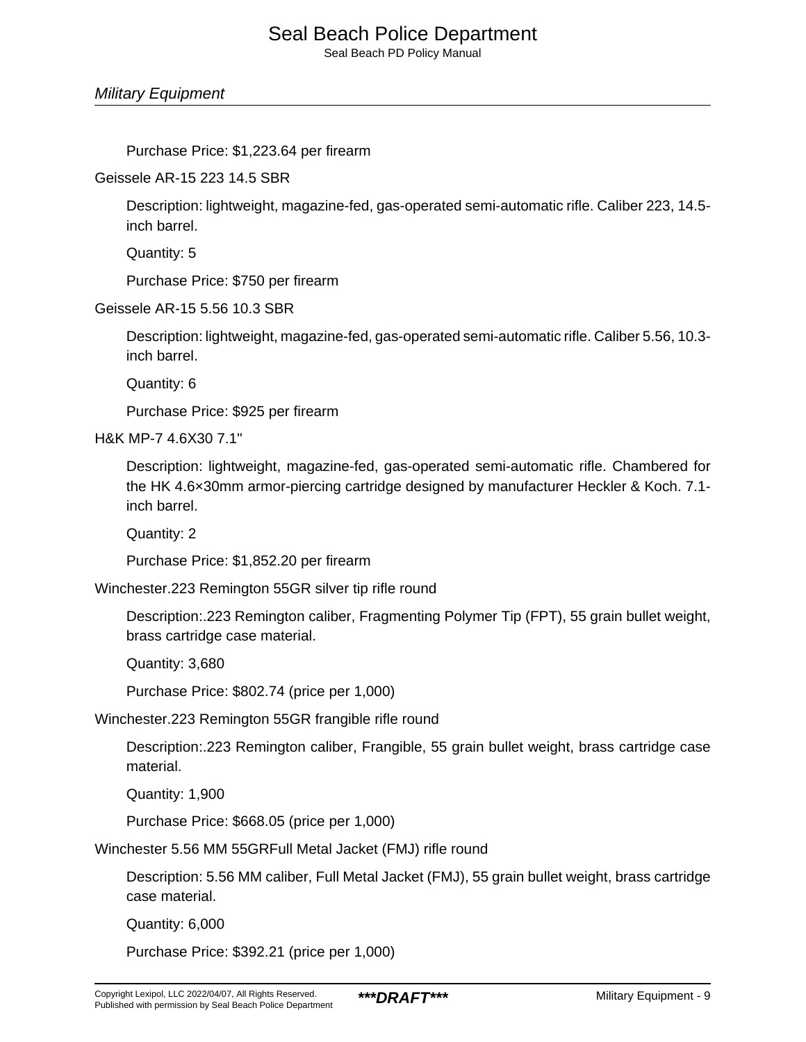Purchase Price: $1,223.64 per firearm

Geissele AR-15 223 14.5 SBR

Description: lightweight, magazine-fed, gas-operated semi-automatic rifle. Caliber 223, 14.5-inch barrel.

Quantity: 5

Purchase Price: $750 per firearm

Geissele AR-15 5.56 10.3 SBR

Description: lightweight, magazine-fed, gas-operated semi-automatic rifle. Caliber 5.56, 10.3-inch barrel.

Quantity: 6

Purchase Price: $925 per firearm

H&K MP-7 4.6X30 7.1"

Description: lightweight, magazine-fed, gas-operated semi-automatic rifle. Chambered for the HK 4.6×30mm armor-piercing cartridge designed by manufacturer Heckler & Koch. 7.1-inch barrel.

Quantity: 2

Purchase Price: $1,852.20 per firearm

Winchester.223 Remington 55GR silver tip rifle round

Description:.223 Remington caliber, Fragmenting Polymer Tip (FPT), 55 grain bullet weight, brass cartridge case material.

Quantity: 3,680

Purchase Price: $802.74 (price per 1,000)

Winchester.223 Remington 55GR frangible rifle round

Description:.223 Remington caliber, Frangible, 55 grain bullet weight, brass cartridge case material.

Quantity: 1,900

Purchase Price: $668.05 (price per 1,000)

Winchester 5.56 MM 55GRFull Metal Jacket (FMJ) rifle round

Description: 5.56 MM caliber, Full Metal Jacket (FMJ), 55 grain bullet weight, brass cartridge case material.

Quantity: 6,000

Purchase Price: $392.21 (price per 1,000)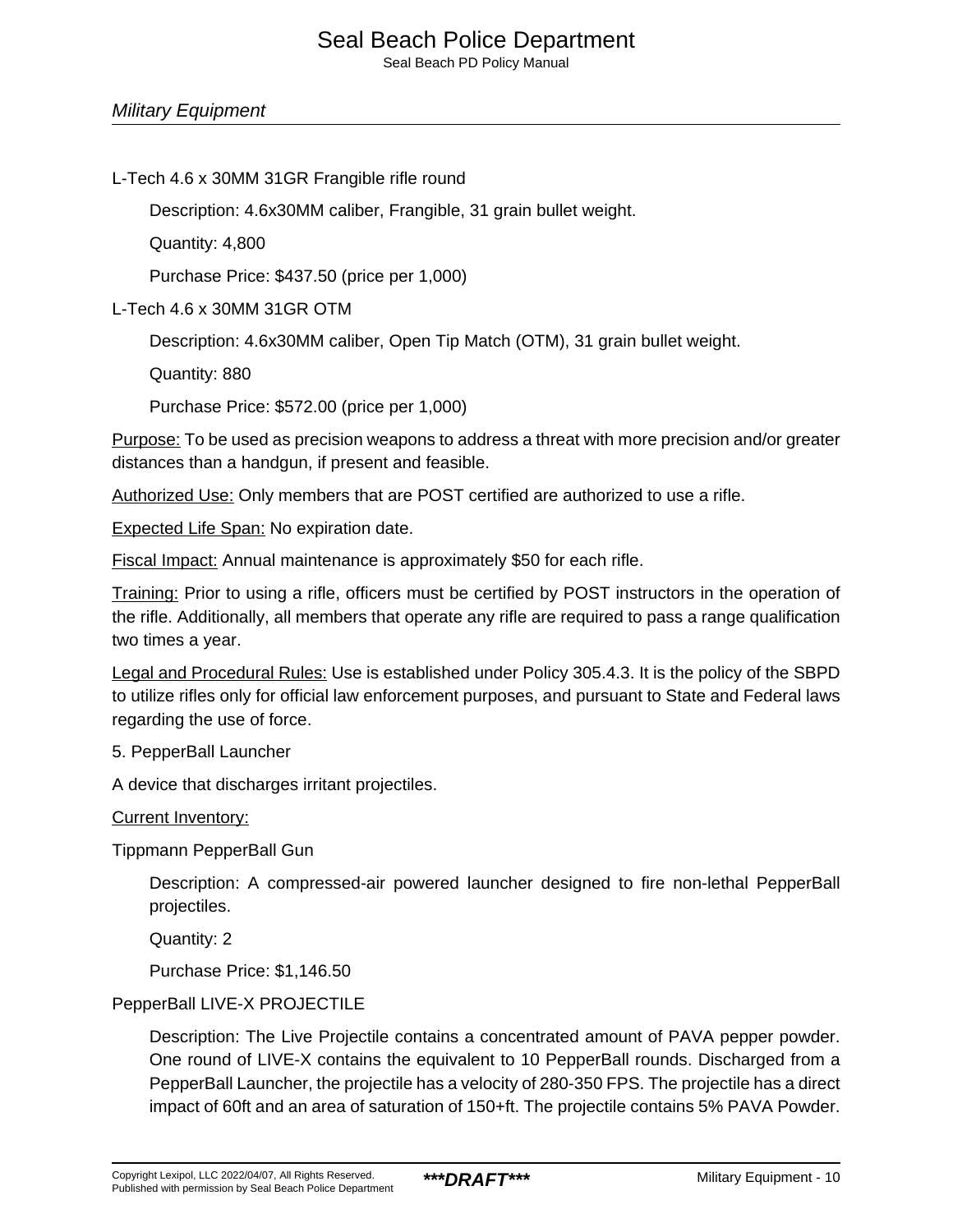L-Tech 4.6 x 30MM 31GR Frangible rifle round

> Description: 4.6x30MM caliber, Frangible, 31 grain bullet weight.
>
> Quantity: 4,800
>
> Purchase Price: $437.50 (price per 1,000)

L-Tech 4.6 x 30MM 31GR OTM

> Description: 4.6x30MM caliber, Open Tip Match (OTM), 31 grain bullet weight.
>
> Quantity: 880
>
> Purchase Price: $572.00 (price per 1,000)

<u>Purpose:</u> To be used as precision weapons to address a threat with more precision and/or greater distances than a handgun, if present and feasible.

<u>Authorized Use:</u> Only members that are POST certified are authorized to use a rifle.

<u>Expected Life Span:</u> No expiration date.

<u>Fiscal Impact:</u> Annual maintenance is approximately $50 for each rifle.

<u>Training:</u> Prior to using a rifle, officers must be certified by POST instructors in the operation of the rifle. Additionally, all members that operate any rifle are required to pass a range qualification two times a year.

<u>Legal and Procedural Rules:</u> Use is established under Policy 305.4.3. It is the policy of the SBPD to utilize rifles only for official law enforcement purposes, and pursuant to State and Federal laws regarding the use of force.

5. PepperBall Launcher

A device that discharges irritant projectiles.

<u>Current Inventory:</u>

Tippmann PepperBall Gun

> Description: A compressed-air powered launcher designed to fire non-lethal PepperBall projectiles.
>
> Quantity: 2
>
> Purchase Price: $1,146.50

PepperBall LIVE-X PROJECTILE

> Description: The Live Projectile contains a concentrated amount of PAVA pepper powder. One round of LIVE-X contains the equivalent to 10 PepperBall rounds. Discharged from a PepperBall Launcher, the projectile has a velocity of 280-350 FPS. The projectile has a direct impact of 60ft and an area of saturation of 150+ft. The projectile contains 5% PAVA Powder.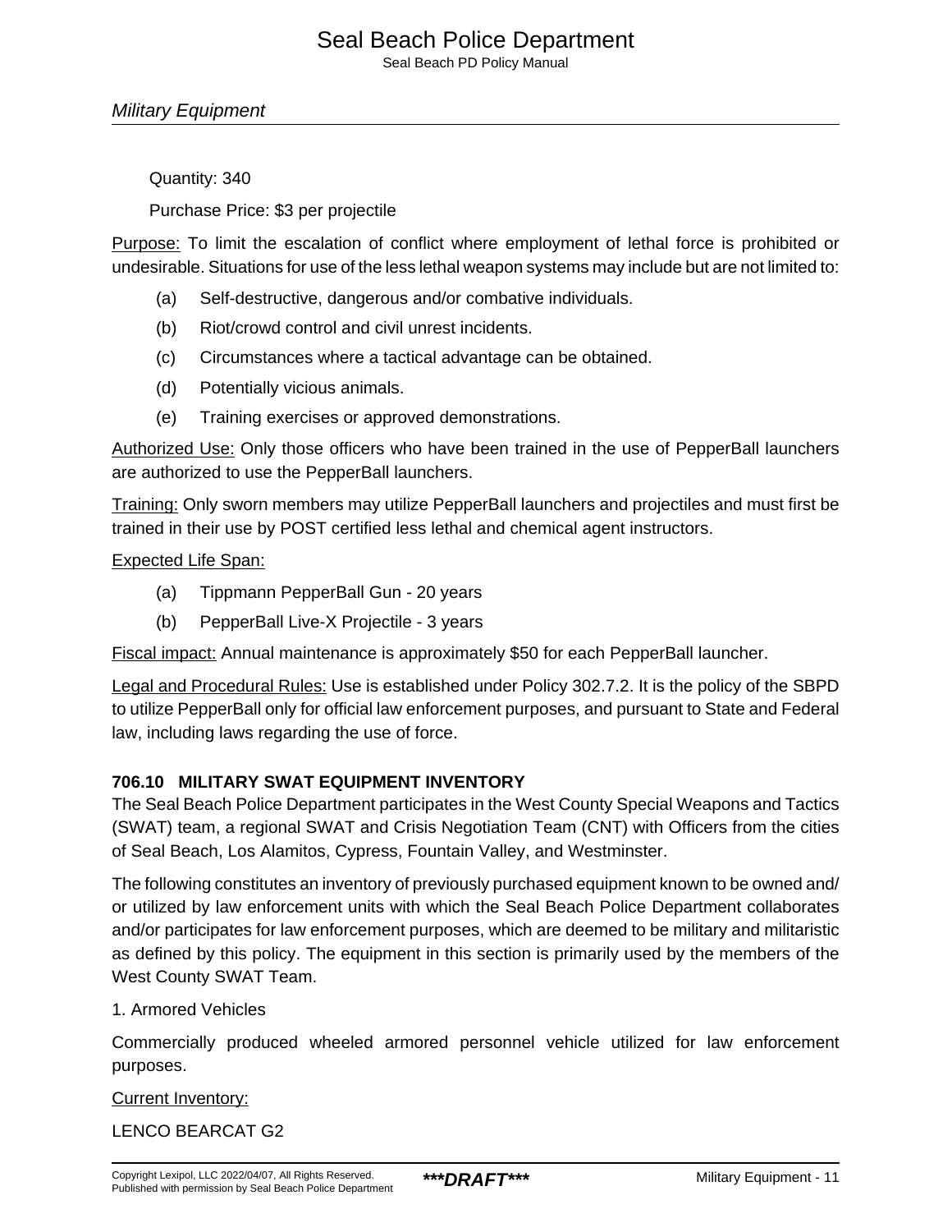Quantity: 340

Purchase Price: $3 per projectile

Purpose: To limit the escalation of conflict where employment of lethal force is prohibited or undesirable. Situations for use of the less lethal weapon systems may include but are not limited to:

(a) Self-destructive, dangerous and/or combative individuals.

(b) Riot/crowd control and civil unrest incidents.

(c) Circumstances where a tactical advantage can be obtained.

(d) Potentially vicious animals.

(e) Training exercises or approved demonstrations.

Authorized Use: Only those officers who have been trained in the use of PepperBall launchers are authorized to use the PepperBall launchers.

Training: Only sworn members may utilize PepperBall launchers and projectiles and must first be trained in their use by POST certified less lethal and chemical agent instructors.

Expected Life Span:

(a) Tippmann PepperBall Gun - 20 years

(b) PepperBall Live-X Projectile - 3 years

Fiscal impact: Annual maintenance is approximately $50 for each PepperBall launcher.

Legal and Procedural Rules: Use is established under Policy 302.7.2. It is the policy of the SBPD to utilize PepperBall only for official law enforcement purposes, and pursuant to State and Federal law, including laws regarding the use of force.

### 706.10 MILITARY SWAT EQUIPMENT INVENTORY

The Seal Beach Police Department participates in the West County Special Weapons and Tactics (SWAT) team, a regional SWAT and Crisis Negotiation Team (CNT) with Officers from the cities of Seal Beach, Los Alamitos, Cypress, Fountain Valley, and Westminster.

The following constitutes an inventory of previously purchased equipment known to be owned and/or utilized by law enforcement units with which the Seal Beach Police Department collaborates and/or participates for law enforcement purposes, which are deemed to be military and militaristic as defined by this policy. The equipment in this section is primarily used by the members of the West County SWAT Team.

1. Armored Vehicles

Commercially produced wheeled armored personnel vehicle utilized for law enforcement purposes.

Current Inventory:

LENCO BEARCAT G2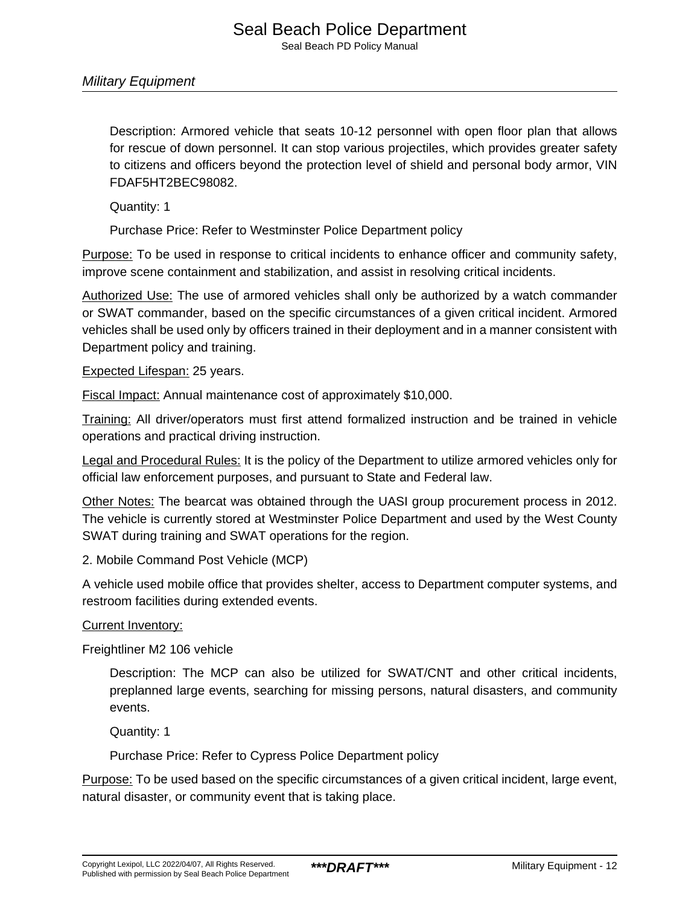Description: Armored vehicle that seats 10-12 personnel with open floor plan that allows for rescue of down personnel. It can stop various projectiles, which provides greater safety to citizens and officers beyond the protection level of shield and personal body armor, VIN FDAF5HT2BEC98082.

Quantity: 1

Purchase Price: Refer to Westminster Police Department policy

Purpose: To be used in response to critical incidents to enhance officer and community safety, improve scene containment and stabilization, and assist in resolving critical incidents.

Authorized Use: The use of armored vehicles shall only be authorized by a watch commander or SWAT commander, based on the specific circumstances of a given critical incident. Armored vehicles shall be used only by officers trained in their deployment and in a manner consistent with Department policy and training.

Expected Lifespan: 25 years.

Fiscal Impact: Annual maintenance cost of approximately $10,000.

Training: All driver/operators must first attend formalized instruction and be trained in vehicle operations and practical driving instruction.

Legal and Procedural Rules: It is the policy of the Department to utilize armored vehicles only for official law enforcement purposes, and pursuant to State and Federal law.

Other Notes: The bearcat was obtained through the UASI group procurement process in 2012. The vehicle is currently stored at Westminster Police Department and used by the West County SWAT during training and SWAT operations for the region.

2. Mobile Command Post Vehicle (MCP)

A vehicle used mobile office that provides shelter, access to Department computer systems, and restroom facilities during extended events.

Current Inventory:

Freightliner M2 106 vehicle

Description: The MCP can also be utilized for SWAT/CNT and other critical incidents, preplanned large events, searching for missing persons, natural disasters, and community events.

Quantity: 1

Purchase Price: Refer to Cypress Police Department policy

Purpose: To be used based on the specific circumstances of a given critical incident, large event, natural disaster, or community event that is taking place.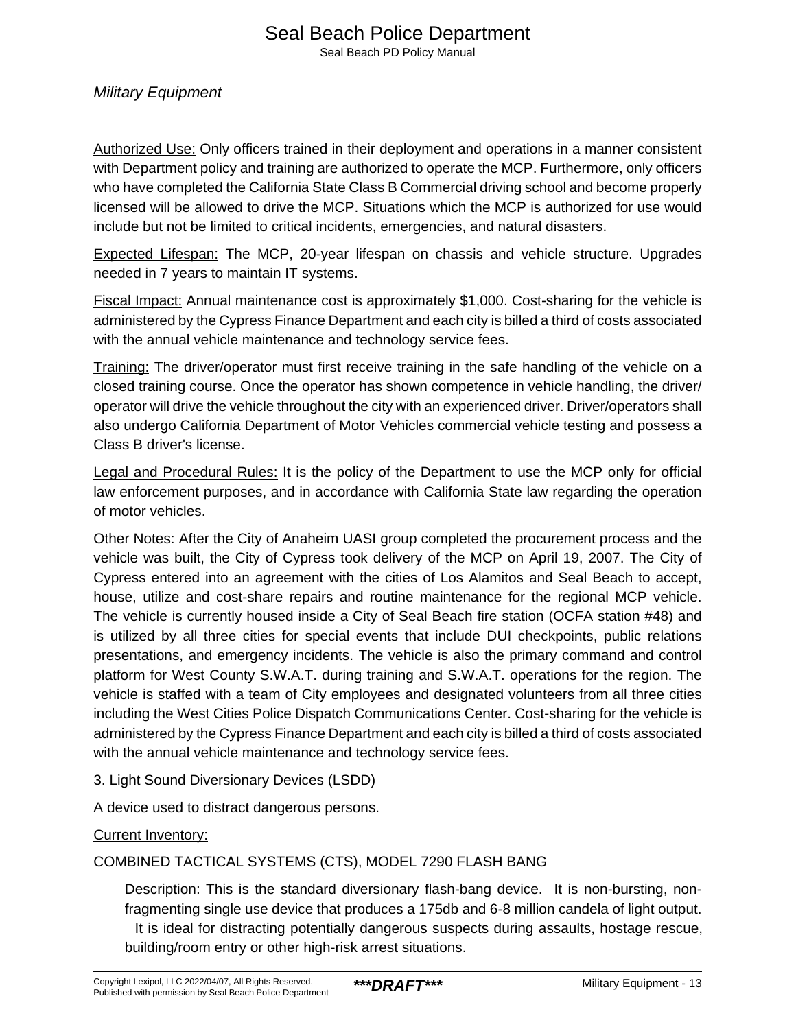Authorized Use: Only officers trained in their deployment and operations in a manner consistent with Department policy and training are authorized to operate the MCP. Furthermore, only officers who have completed the California State Class B Commercial driving school and become properly licensed will be allowed to drive the MCP. Situations which the MCP is authorized for use would include but not be limited to critical incidents, emergencies, and natural disasters.

Expected Lifespan: The MCP, 20-year lifespan on chassis and vehicle structure. Upgrades needed in 7 years to maintain IT systems.

Fiscal Impact: Annual maintenance cost is approximately $1,000. Cost-sharing for the vehicle is administered by the Cypress Finance Department and each city is billed a third of costs associated with the annual vehicle maintenance and technology service fees.

Training: The driver/operator must first receive training in the safe handling of the vehicle on a closed training course. Once the operator has shown competence in vehicle handling, the driver/operator will drive the vehicle throughout the city with an experienced driver. Driver/operators shall also undergo California Department of Motor Vehicles commercial vehicle testing and possess a Class B driver's license.

Legal and Procedural Rules: It is the policy of the Department to use the MCP only for official law enforcement purposes, and in accordance with California State law regarding the operation of motor vehicles.

Other Notes: After the City of Anaheim UASI group completed the procurement process and the vehicle was built, the City of Cypress took delivery of the MCP on April 19, 2007. The City of Cypress entered into an agreement with the cities of Los Alamitos and Seal Beach to accept, house, utilize and cost-share repairs and routine maintenance for the regional MCP vehicle. The vehicle is currently housed inside a City of Seal Beach fire station (OCFA station #48) and is utilized by all three cities for special events that include DUI checkpoints, public relations presentations, and emergency incidents. The vehicle is also the primary command and control platform for West County S.W.A.T. during training and S.W.A.T. operations for the region. The vehicle is staffed with a team of City employees and designated volunteers from all three cities including the West Cities Police Dispatch Communications Center. Cost-sharing for the vehicle is administered by the Cypress Finance Department and each city is billed a third of costs associated with the annual vehicle maintenance and technology service fees.

3. Light Sound Diversionary Devices (LSDD)

A device used to distract dangerous persons.

Current Inventory:

COMBINED TACTICAL SYSTEMS (CTS), MODEL 7290 FLASH BANG

Description: This is the standard diversionary flash-bang device. It is non-bursting, non-fragmenting single use device that produces a 175db and 6-8 million candela of light output. It is ideal for distracting potentially dangerous suspects during assaults, hostage rescue, building/room entry or other high-risk arrest situations.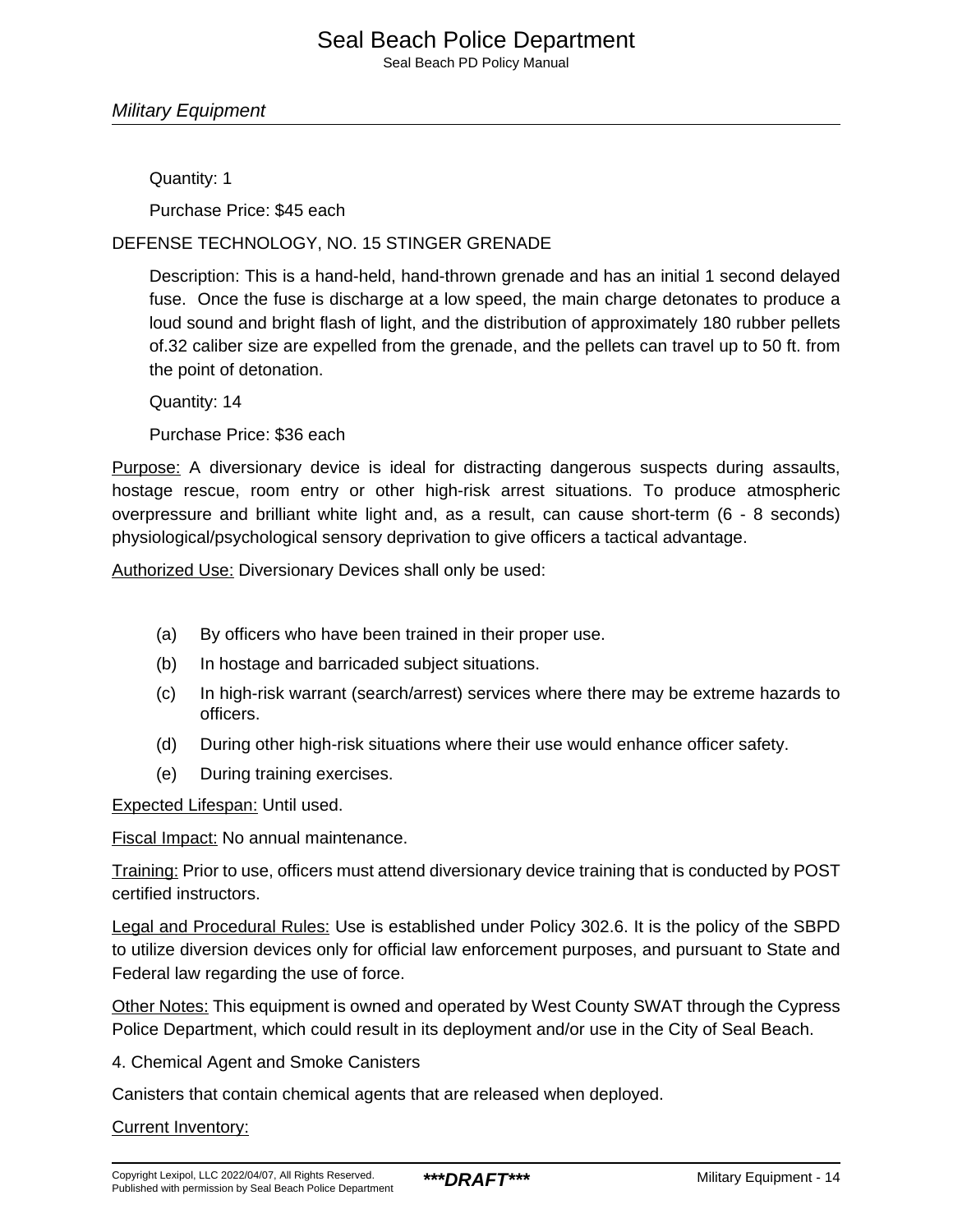Quantity: 1

Purchase Price: $45 each

DEFENSE TECHNOLOGY, NO. 15 STINGER GRENADE

Description: This is a hand-held, hand-thrown grenade and has an initial 1 second delayed fuse. Once the fuse is discharge at a low speed, the main charge detonates to produce a loud sound and bright flash of light, and the distribution of approximately 180 rubber pellets of.32 caliber size are expelled from the grenade, and the pellets can travel up to 50 ft. from the point of detonation.

Quantity: 14

Purchase Price: $36 each

Purpose: A diversionary device is ideal for distracting dangerous suspects during assaults, hostage rescue, room entry or other high-risk arrest situations. To produce atmospheric overpressure and brilliant white light and, as a result, can cause short-term (6 - 8 seconds) physiological/psychological sensory deprivation to give officers a tactical advantage.

Authorized Use: Diversionary Devices shall only be used:

(a) By officers who have been trained in their proper use.

(b) In hostage and barricaded subject situations.

(c) In high-risk warrant (search/arrest) services where there may be extreme hazards to officers.

(d) During other high-risk situations where their use would enhance officer safety.

(e) During training exercises.

Expected Lifespan: Until used.

Fiscal Impact: No annual maintenance.

Training: Prior to use, officers must attend diversionary device training that is conducted by POST certified instructors.

Legal and Procedural Rules: Use is established under Policy 302.6. It is the policy of the SBPD to utilize diversion devices only for official law enforcement purposes, and pursuant to State and Federal law regarding the use of force.

Other Notes: This equipment is owned and operated by West County SWAT through the Cypress Police Department, which could result in its deployment and/or use in the City of Seal Beach.

4. Chemical Agent and Smoke Canisters

Canisters that contain chemical agents that are released when deployed.

Current Inventory: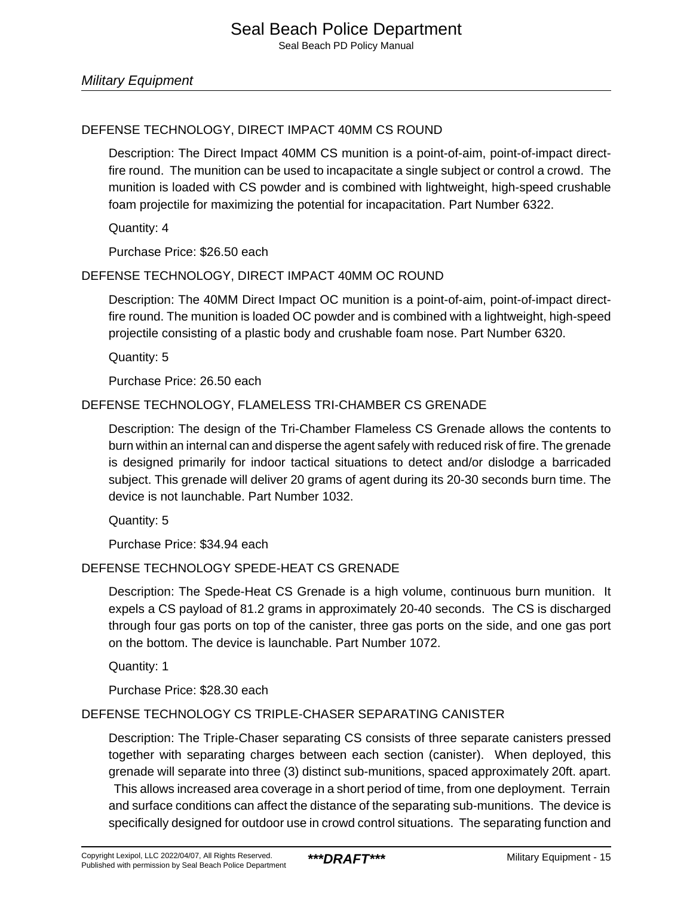DEFENSE TECHNOLOGY, DIRECT IMPACT 40MM CS ROUND

Description: The Direct Impact 40MM CS munition is a point-of-aim, point-of-impact direct-fire round. The munition can be used to incapacitate a single subject or control a crowd. The munition is loaded with CS powder and is combined with lightweight, high-speed crushable foam projectile for maximizing the potential for incapacitation. Part Number 6322.

Quantity: 4

Purchase Price: $26.50 each

DEFENSE TECHNOLOGY, DIRECT IMPACT 40MM OC ROUND

Description: The 40MM Direct Impact OC munition is a point-of-aim, point-of-impact direct-fire round. The munition is loaded OC powder and is combined with a lightweight, high-speed projectile consisting of a plastic body and crushable foam nose. Part Number 6320.

Quantity: 5

Purchase Price: 26.50 each

DEFENSE TECHNOLOGY, FLAMELESS TRI-CHAMBER CS GRENADE

Description: The design of the Tri-Chamber Flameless CS Grenade allows the contents to burn within an internal can and disperse the agent safely with reduced risk of fire. The grenade is designed primarily for indoor tactical situations to detect and/or dislodge a barricaded subject. This grenade will deliver 20 grams of agent during its 20-30 seconds burn time. The device is not launchable. Part Number 1032.

Quantity: 5

Purchase Price: $34.94 each

DEFENSE TECHNOLOGY SPEDE-HEAT CS GRENADE

Description: The Spede-Heat CS Grenade is a high volume, continuous burn munition. It expels a CS payload of 81.2 grams in approximately 20-40 seconds. The CS is discharged through four gas ports on top of the canister, three gas ports on the side, and one gas port on the bottom. The device is launchable. Part Number 1072.

Quantity: 1

Purchase Price: $28.30 each

DEFENSE TECHNOLOGY CS TRIPLE-CHASER SEPARATING CANISTER

Description: The Triple-Chaser separating CS consists of three separate canisters pressed together with separating charges between each section (canister). When deployed, this grenade will separate into three (3) distinct sub-munitions, spaced approximately 20ft. apart. This allows increased area coverage in a short period of time, from one deployment. Terrain and surface conditions can affect the distance of the separating sub-munitions. The device is specifically designed for outdoor use in crowd control situations. The separating function and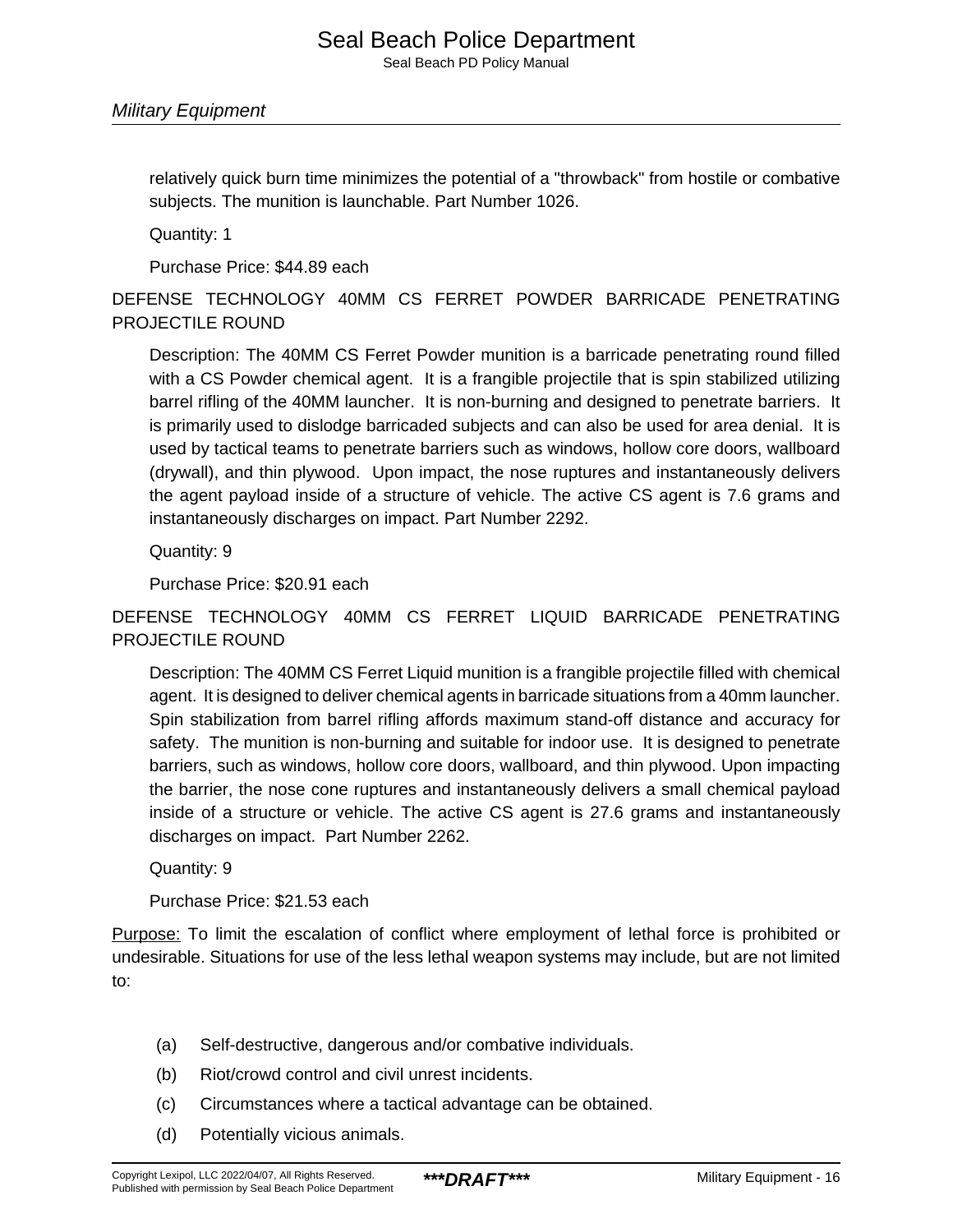relatively quick burn time minimizes the potential of a "throwback" from hostile or combative subjects. The munition is launchable. Part Number 1026.

Quantity: 1

Purchase Price: $44.89 each

DEFENSE TECHNOLOGY 40MM CS FERRET POWDER BARRICADE PENETRATING PROJECTILE ROUND

Description: The 40MM CS Ferret Powder munition is a barricade penetrating round filled with a CS Powder chemical agent. It is a frangible projectile that is spin stabilized utilizing barrel rifling of the 40MM launcher. It is non-burning and designed to penetrate barriers. It is primarily used to dislodge barricaded subjects and can also be used for area denial. It is used by tactical teams to penetrate barriers such as windows, hollow core doors, wallboard (drywall), and thin plywood. Upon impact, the nose ruptures and instantaneously delivers the agent payload inside of a structure of vehicle. The active CS agent is 7.6 grams and instantaneously discharges on impact. Part Number 2292.

Quantity: 9

Purchase Price: $20.91 each

DEFENSE TECHNOLOGY 40MM CS FERRET LIQUID BARRICADE PENETRATING PROJECTILE ROUND

Description: The 40MM CS Ferret Liquid munition is a frangible projectile filled with chemical agent. It is designed to deliver chemical agents in barricade situations from a 40mm launcher. Spin stabilization from barrel rifling affords maximum stand-off distance and accuracy for safety. The munition is non-burning and suitable for indoor use. It is designed to penetrate barriers, such as windows, hollow core doors, wallboard, and thin plywood. Upon impacting the barrier, the nose cone ruptures and instantaneously delivers a small chemical payload inside of a structure or vehicle. The active CS agent is 27.6 grams and instantaneously discharges on impact. Part Number 2262.

Quantity: 9

Purchase Price: $21.53 each

Purpose: To limit the escalation of conflict where employment of lethal force is prohibited or undesirable. Situations for use of the less lethal weapon systems may include, but are not limited to:

(a) Self-destructive, dangerous and/or combative individuals.

(b) Riot/crowd control and civil unrest incidents.

(c) Circumstances where a tactical advantage can be obtained.

(d) Potentially vicious animals.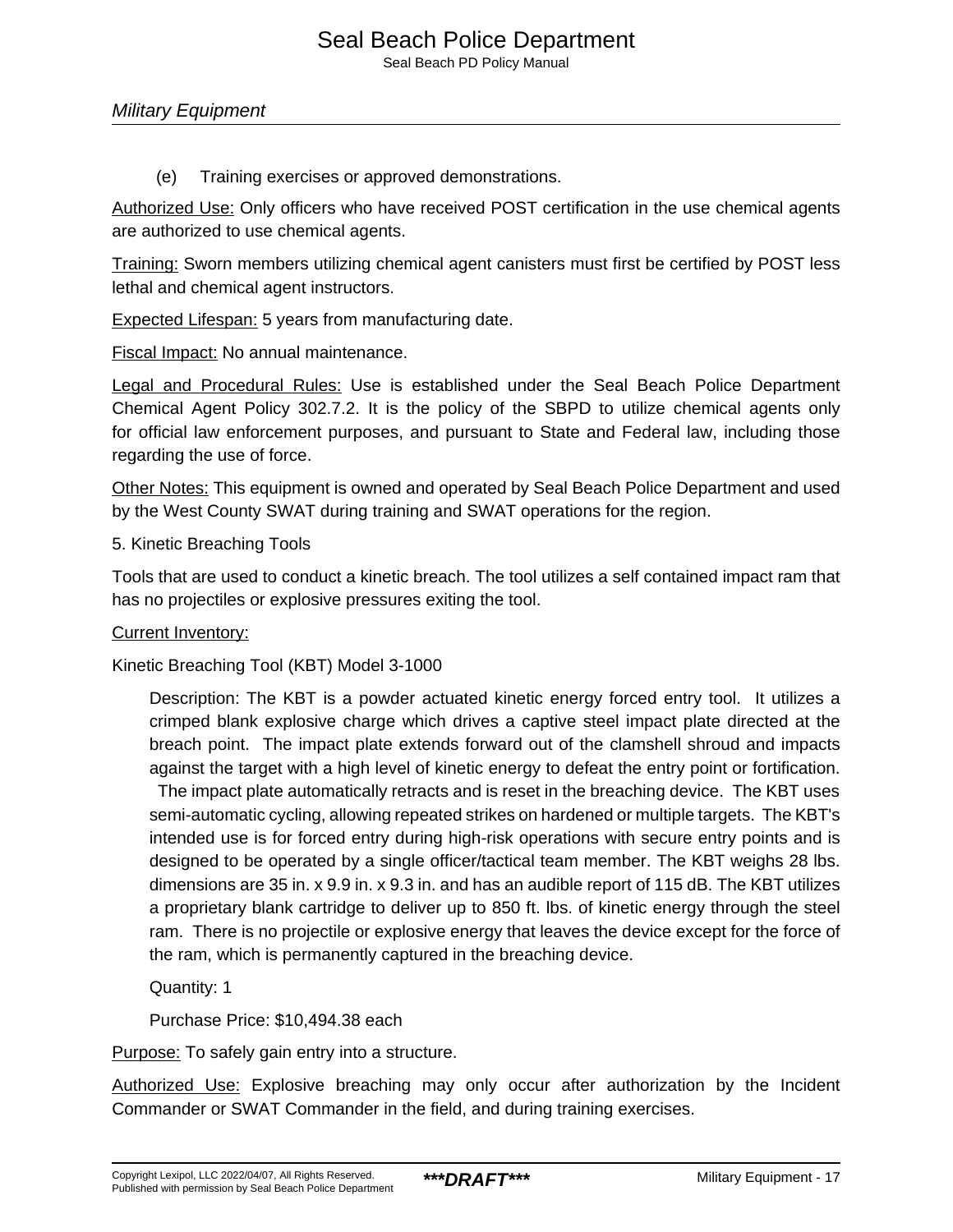(e) Training exercises or approved demonstrations.

Authorized Use: Only officers who have received POST certification in the use chemical agents are authorized to use chemical agents.

Training: Sworn members utilizing chemical agent canisters must first be certified by POST less lethal and chemical agent instructors.

Expected Lifespan: 5 years from manufacturing date.

Fiscal Impact: No annual maintenance.

Legal and Procedural Rules: Use is established under the Seal Beach Police Department Chemical Agent Policy 302.7.2. It is the policy of the SBPD to utilize chemical agents only for official law enforcement purposes, and pursuant to State and Federal law, including those regarding the use of force.

Other Notes: This equipment is owned and operated by Seal Beach Police Department and used by the West County SWAT during training and SWAT operations for the region.

5. Kinetic Breaching Tools

Tools that are used to conduct a kinetic breach. The tool utilizes a self contained impact ram that has no projectiles or explosive pressures exiting the tool.

Current Inventory:

Kinetic Breaching Tool (KBT) Model 3-1000

> Description: The KBT is a powder actuated kinetic energy forced entry tool. It utilizes a crimped blank explosive charge which drives a captive steel impact plate directed at the breach point. The impact plate extends forward out of the clamshell shroud and impacts against the target with a high level of kinetic energy to defeat the entry point or fortification. The impact plate automatically retracts and is reset in the breaching device. The KBT uses semi-automatic cycling, allowing repeated strikes on hardened or multiple targets. The KBT's intended use is for forced entry during high-risk operations with secure entry points and is designed to be operated by a single officer/tactical team member. The KBT weighs 28 lbs. dimensions are 35 in. x 9.9 in. x 9.3 in. and has an audible report of 115 dB. The KBT utilizes a proprietary blank cartridge to deliver up to 850 ft. lbs. of kinetic energy through the steel ram. There is no projectile or explosive energy that leaves the device except for the force of the ram, which is permanently captured in the breaching device.
>
> Quantity: 1
>
> Purchase Price: $10,494.38 each

Purpose: To safely gain entry into a structure.

Authorized Use: Explosive breaching may only occur after authorization by the Incident Commander or SWAT Commander in the field, and during training exercises.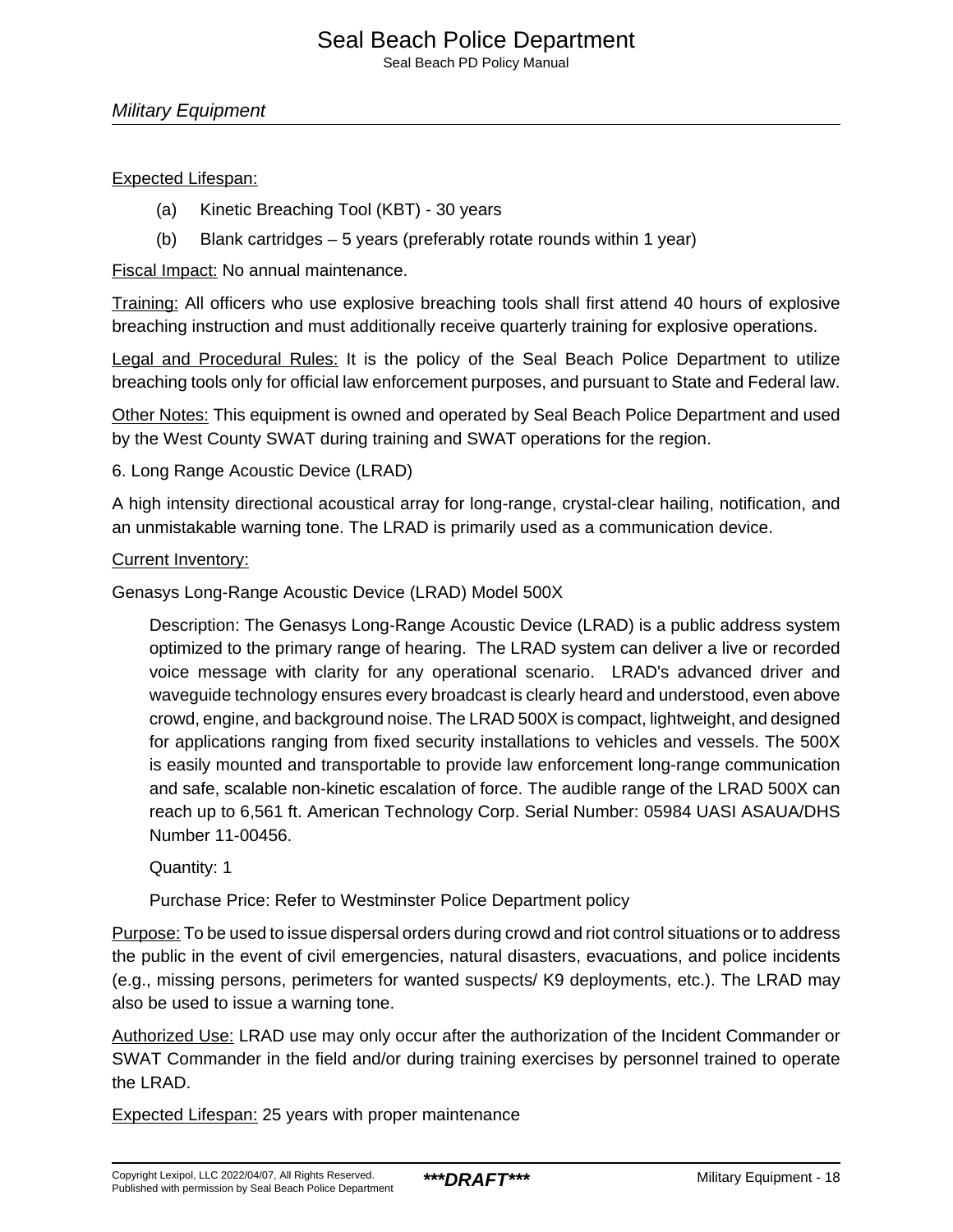Expected Lifespan:

(a) Kinetic Breaching Tool (KBT) - 30 years

(b) Blank cartridges – 5 years (preferably rotate rounds within 1 year)

Fiscal Impact: No annual maintenance.

Training: All officers who use explosive breaching tools shall first attend 40 hours of explosive breaching instruction and must additionally receive quarterly training for explosive operations.

Legal and Procedural Rules: It is the policy of the Seal Beach Police Department to utilize breaching tools only for official law enforcement purposes, and pursuant to State and Federal law.

Other Notes: This equipment is owned and operated by Seal Beach Police Department and used by the West County SWAT during training and SWAT operations for the region.

6. Long Range Acoustic Device (LRAD)

A high intensity directional acoustical array for long-range, crystal-clear hailing, notification, and an unmistakable warning tone. The LRAD is primarily used as a communication device.

Current Inventory:

Genasys Long-Range Acoustic Device (LRAD) Model 500X

> Description: The Genasys Long-Range Acoustic Device (LRAD) is a public address system optimized to the primary range of hearing. The LRAD system can deliver a live or recorded voice message with clarity for any operational scenario. LRAD's advanced driver and waveguide technology ensures every broadcast is clearly heard and understood, even above crowd, engine, and background noise. The LRAD 500X is compact, lightweight, and designed for applications ranging from fixed security installations to vehicles and vessels. The 500X is easily mounted and transportable to provide law enforcement long-range communication and safe, scalable non-kinetic escalation of force. The audible range of the LRAD 500X can reach up to 6,561 ft. American Technology Corp. Serial Number: 05984 UASI ASAUA/DHS Number 11-00456.
>
> Quantity: 1
>
> Purchase Price: Refer to Westminster Police Department policy

Purpose: To be used to issue dispersal orders during crowd and riot control situations or to address the public in the event of civil emergencies, natural disasters, evacuations, and police incidents (e.g., missing persons, perimeters for wanted suspects/ K9 deployments, etc.). The LRAD may also be used to issue a warning tone.

Authorized Use: LRAD use may only occur after the authorization of the Incident Commander or SWAT Commander in the field and/or during training exercises by personnel trained to operate the LRAD.

Expected Lifespan: 25 years with proper maintenance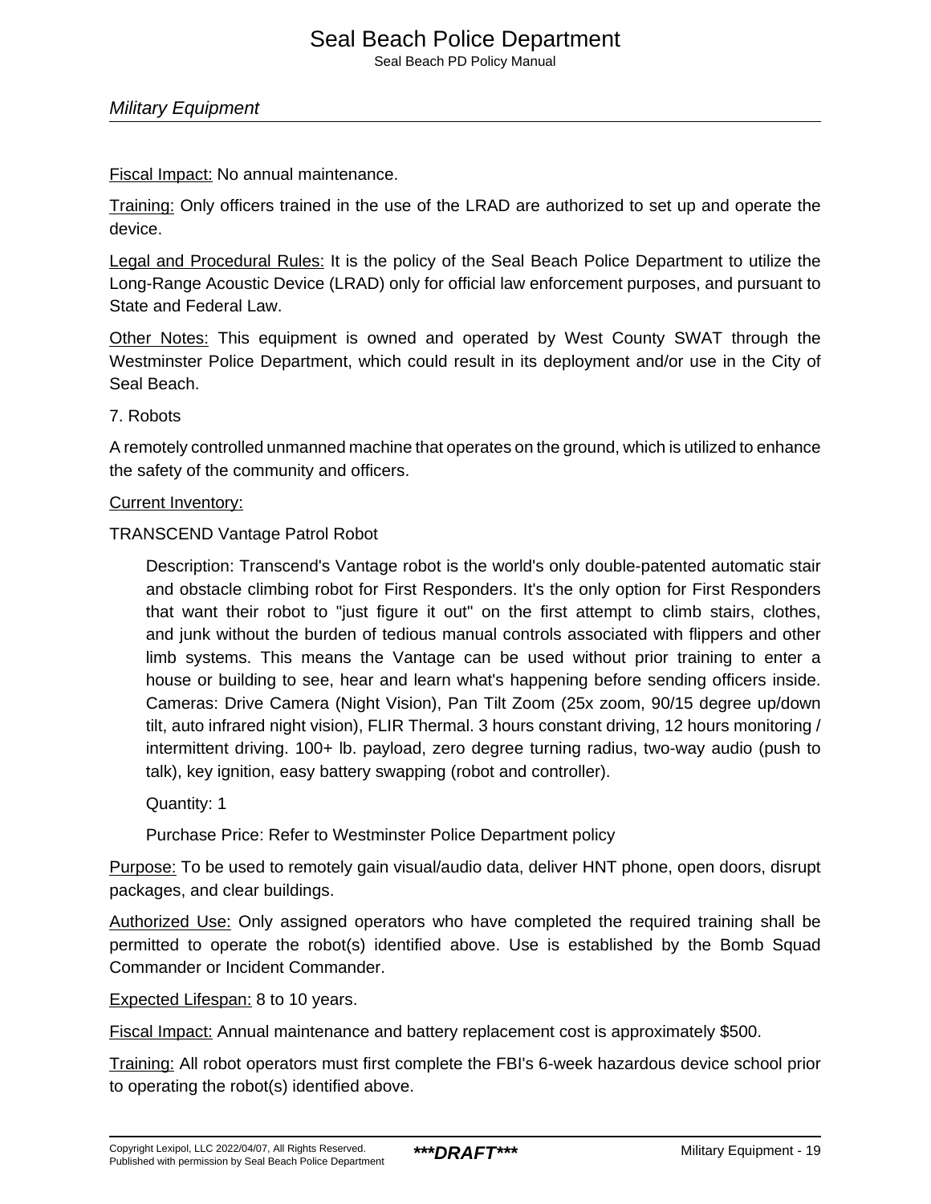Fiscal Impact: No annual maintenance.

Training: Only officers trained in the use of the LRAD are authorized to set up and operate the device.

Legal and Procedural Rules: It is the policy of the Seal Beach Police Department to utilize the Long-Range Acoustic Device (LRAD) only for official law enforcement purposes, and pursuant to State and Federal Law.

Other Notes: This equipment is owned and operated by West County SWAT through the Westminster Police Department, which could result in its deployment and/or use in the City of Seal Beach.

7. Robots

A remotely controlled unmanned machine that operates on the ground, which is utilized to enhance the safety of the community and officers.

Current Inventory:

TRANSCEND Vantage Patrol Robot

> Description: Transcend's Vantage robot is the world's only double-patented automatic stair and obstacle climbing robot for First Responders. It's the only option for First Responders that want their robot to "just figure it out" on the first attempt to climb stairs, clothes, and junk without the burden of tedious manual controls associated with flippers and other limb systems. This means the Vantage can be used without prior training to enter a house or building to see, hear and learn what's happening before sending officers inside. Cameras: Drive Camera (Night Vision), Pan Tilt Zoom (25x zoom, 90/15 degree up/down tilt, auto infrared night vision), FLIR Thermal. 3 hours constant driving, 12 hours monitoring / intermittent driving. 100+ lb. payload, zero degree turning radius, two-way audio (push to talk), key ignition, easy battery swapping (robot and controller).
>
> Quantity: 1
>
> Purchase Price: Refer to Westminster Police Department policy

Purpose: To be used to remotely gain visual/audio data, deliver HNT phone, open doors, disrupt packages, and clear buildings.

Authorized Use: Only assigned operators who have completed the required training shall be permitted to operate the robot(s) identified above. Use is established by the Bomb Squad Commander or Incident Commander.

Expected Lifespan: 8 to 10 years.

Fiscal Impact: Annual maintenance and battery replacement cost is approximately $500.

Training: All robot operators must first complete the FBI's 6-week hazardous device school prior to operating the robot(s) identified above.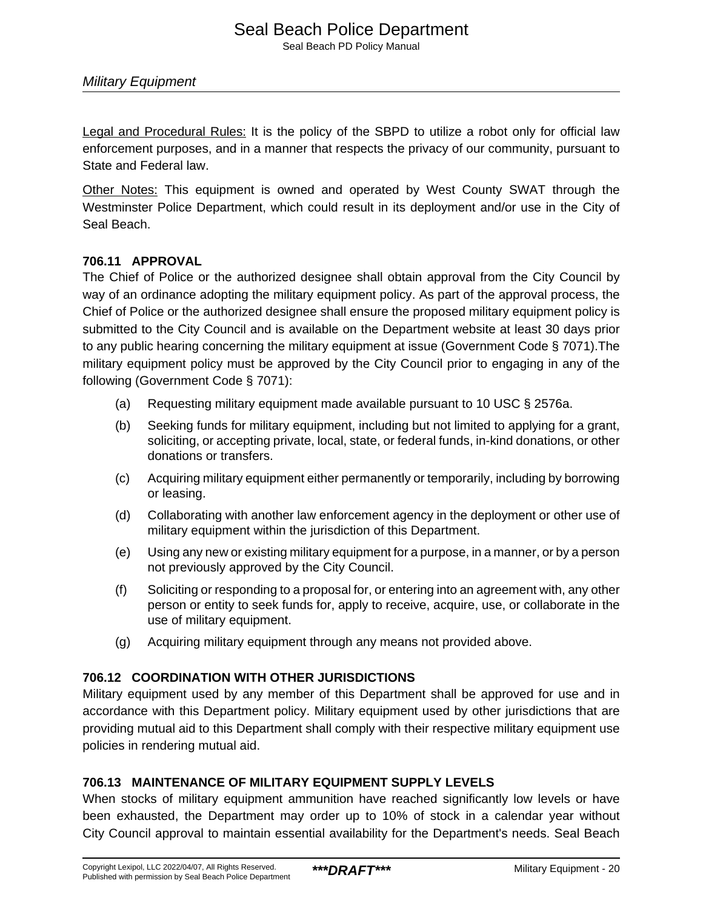Legal and Procedural Rules: It is the policy of the SBPD to utilize a robot only for official law enforcement purposes, and in a manner that respects the privacy of our community, pursuant to State and Federal law.

Other Notes: This equipment is owned and operated by West County SWAT through the Westminster Police Department, which could result in its deployment and/or use in the City of Seal Beach.

### 706.11 APPROVAL

The Chief of Police or the authorized designee shall obtain approval from the City Council by way of an ordinance adopting the military equipment policy. As part of the approval process, the Chief of Police or the authorized designee shall ensure the proposed military equipment policy is submitted to the City Council and is available on the Department website at least 30 days prior to any public hearing concerning the military equipment at issue (Government Code § 7071).The military equipment policy must be approved by the City Council prior to engaging in any of the following (Government Code § 7071):

(a) Requesting military equipment made available pursuant to 10 USC § 2576a.

(b) Seeking funds for military equipment, including but not limited to applying for a grant, soliciting, or accepting private, local, state, or federal funds, in-kind donations, or other donations or transfers.

(c) Acquiring military equipment either permanently or temporarily, including by borrowing or leasing.

(d) Collaborating with another law enforcement agency in the deployment or other use of military equipment within the jurisdiction of this Department.

(e) Using any new or existing military equipment for a purpose, in a manner, or by a person not previously approved by the City Council.

(f) Soliciting or responding to a proposal for, or entering into an agreement with, any other person or entity to seek funds for, apply to receive, acquire, use, or collaborate in the use of military equipment.

(g) Acquiring military equipment through any means not provided above.

### 706.12 COORDINATION WITH OTHER JURISDICTIONS

Military equipment used by any member of this Department shall be approved for use and in accordance with this Department policy. Military equipment used by other jurisdictions that are providing mutual aid to this Department shall comply with their respective military equipment use policies in rendering mutual aid.

### 706.13 MAINTENANCE OF MILITARY EQUIPMENT SUPPLY LEVELS

When stocks of military equipment ammunition have reached significantly low levels or have been exhausted, the Department may order up to 10% of stock in a calendar year without City Council approval to maintain essential availability for the Department's needs. Seal Beach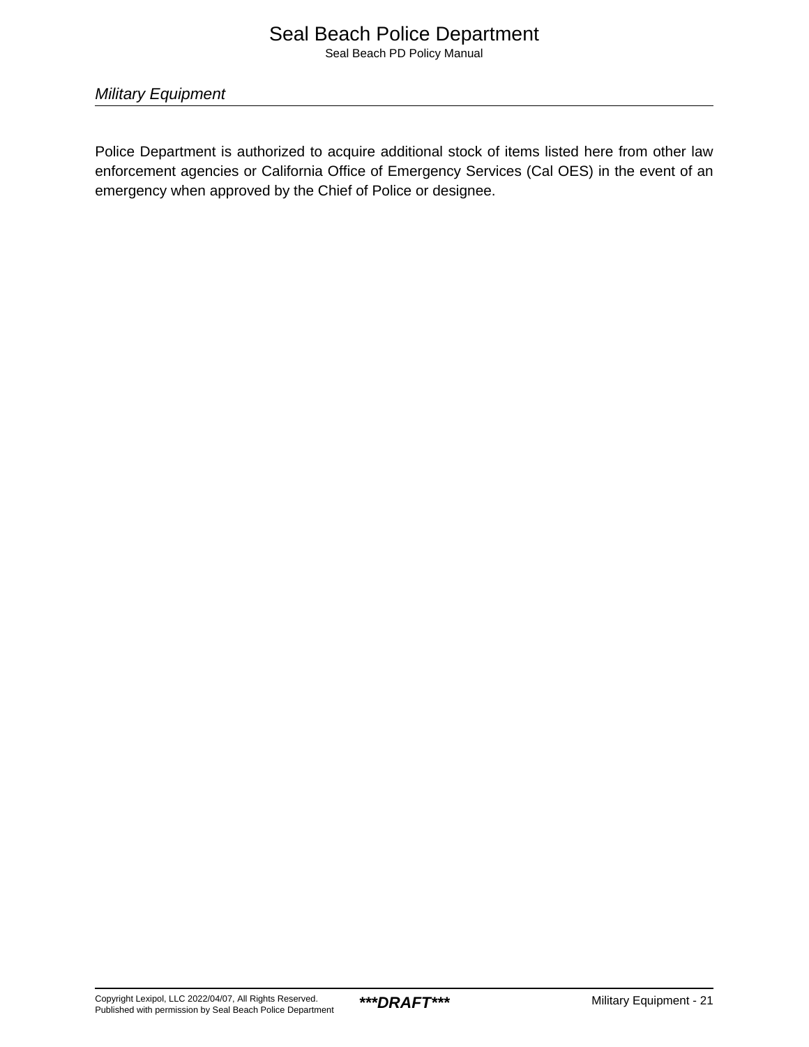Police Department is authorized to acquire additional stock of items listed here from other law enforcement agencies or California Office of Emergency Services (Cal OES) in the event of an emergency when approved by the Chief of Police or designee.